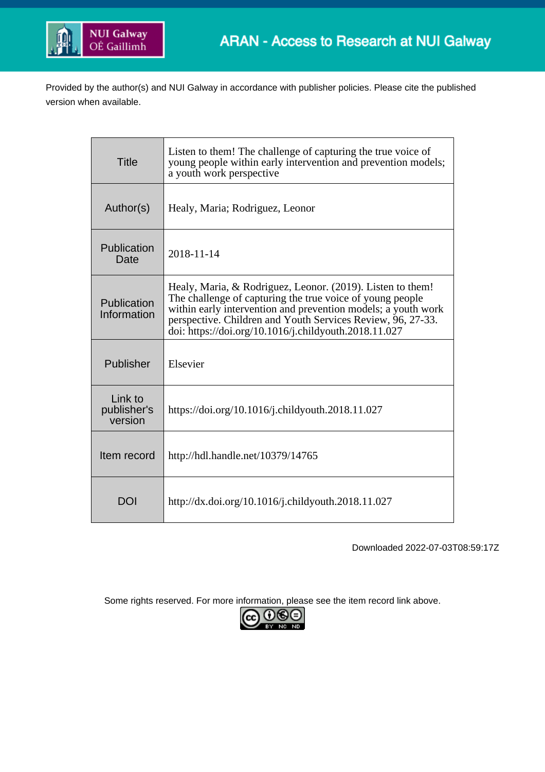ARAN - Access to Research at NUI Galway

Provided by the author(s) and NUI Galway in accordance with publisher policies. Please cite the published version when available.

| | |
|---|---|
| Title | Listen to them! The challenge of capturing the true voice of young people within early intervention and prevention models; a youth work perspective |
| Author(s) | Healy, Maria; Rodriguez, Leonor |
| Publication Date | 2018-11-14 |
| Publication Information | Healy, Maria, & Rodriguez, Leonor. (2019). Listen to them! The challenge of capturing the true voice of young people within early intervention and prevention models; a youth work perspective. Children and Youth Services Review, 96, 27-33. doi: https://doi.org/10.1016/j.childyouth.2018.11.027 |
| Publisher | Elsevier |
| Link to publisher's version | https://doi.org/10.1016/j.childyouth.2018.11.027 |
| Item record | http://hdl.handle.net/10379/14765 |
| DOI | http://dx.doi.org/10.1016/j.childyouth.2018.11.027 |

Downloaded 2022-07-03T08:59:17Z

Some rights reserved. For more information, please see the item record link above.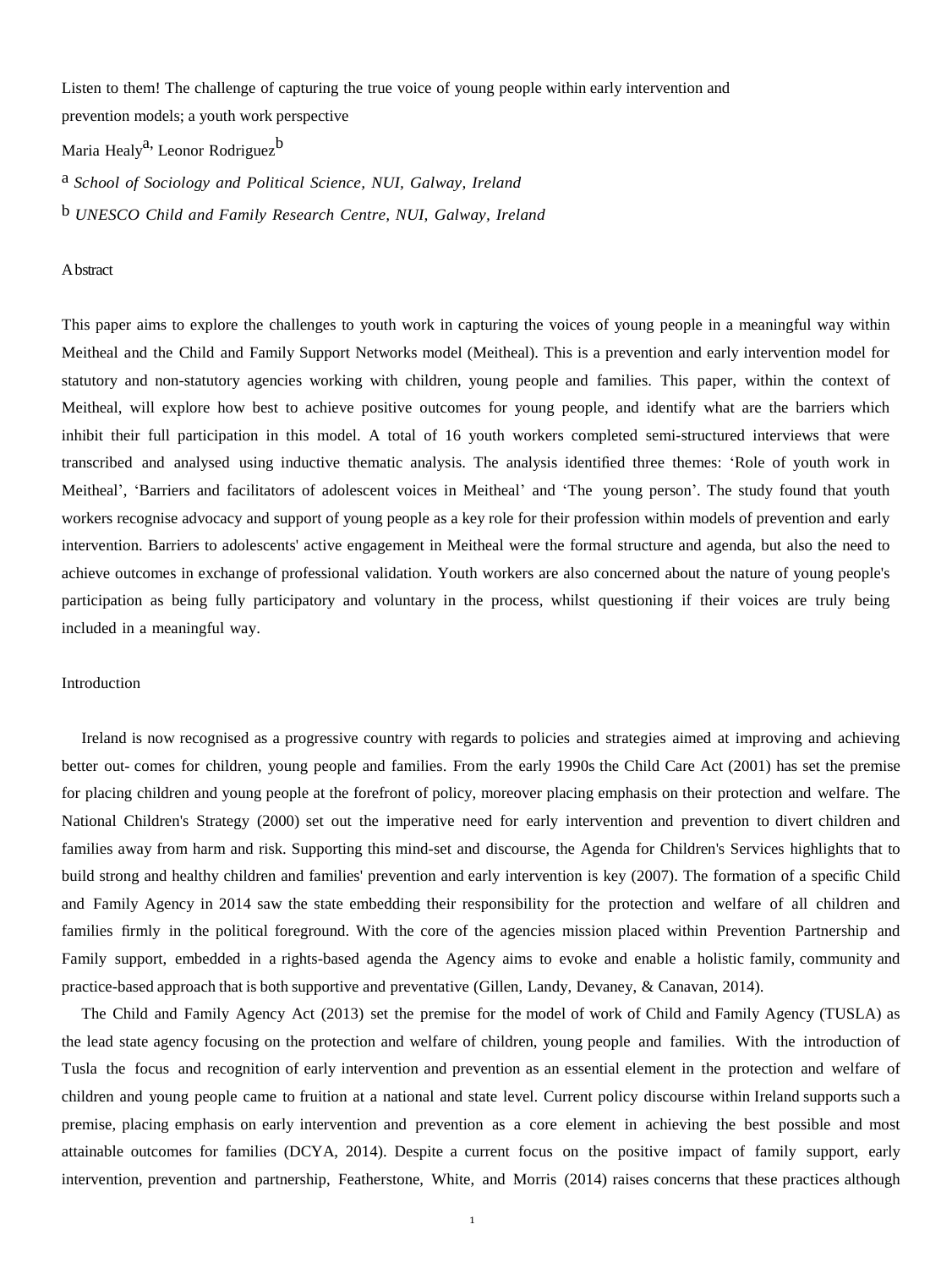Listen to them! The challenge of capturing the true voice of young people within early intervention and prevention models; a youth work perspective

Maria Healy[a], Leonor Rodriguez[b]

[a] *School of Sociology and Political Science, NUI, Galway, Ireland*

[b] *UNESCO Child and Family Research Centre, NUI, Galway, Ireland*

## Abstract

This paper aims to explore the challenges to youth work in capturing the voices of young people in a meaningful way within Meitheal and the Child and Family Support Networks model (Meitheal). This is a prevention and early intervention model for statutory and non-statutory agencies working with children, young people and families. This paper, within the context of Meitheal, will explore how best to achieve positive outcomes for young people, and identify what are the barriers which inhibit their full participation in this model. A total of 16 youth workers completed semi-structured interviews that were transcribed and analysed using inductive thematic analysis. The analysis identified three themes: 'Role of youth work in Meitheal', 'Barriers and facilitators of adolescent voices in Meitheal' and 'The young person'. The study found that youth workers recognise advocacy and support of young people as a key role for their profession within models of prevention and early intervention. Barriers to adolescents' active engagement in Meitheal were the formal structure and agenda, but also the need to achieve outcomes in exchange of professional validation. Youth workers are also concerned about the nature of young people's participation as being fully participatory and voluntary in the process, whilst questioning if their voices are truly being included in a meaningful way.

## Introduction

Ireland is now recognised as a progressive country with regards to policies and strategies aimed at improving and achieving better out- comes for children, young people and families. From the early 1990s the Child Care Act (2001) has set the premise for placing children and young people at the forefront of policy, moreover placing emphasis on their protection and welfare. The National Children's Strategy (2000) set out the imperative need for early intervention and prevention to divert children and families away from harm and risk. Supporting this mind-set and discourse, the Agenda for Children's Services highlights that to build strong and healthy children and families' prevention and early intervention is key (2007). The formation of a specific Child and Family Agency in 2014 saw the state embedding their responsibility for the protection and welfare of all children and families firmly in the political foreground. With the core of the agencies mission placed within Prevention Partnership and Family support, embedded in a rights-based agenda the Agency aims to evoke and enable a holistic family, community and practice-based approach that is both supportive and preventative (Gillen, Landy, Devaney, & Canavan, 2014).

The Child and Family Agency Act (2013) set the premise for the model of work of Child and Family Agency (TUSLA) as the lead state agency focusing on the protection and welfare of children, young people and families. With the introduction of Tusla the focus and recognition of early intervention and prevention as an essential element in the protection and welfare of children and young people came to fruition at a national and state level. Current policy discourse within Ireland supports such a premise, placing emphasis on early intervention and prevention as a core element in achieving the best possible and most attainable outcomes for families (DCYA, 2014). Despite a current focus on the positive impact of family support, early intervention, prevention and partnership, Featherstone, White, and Morris (2014) raises concerns that these practices although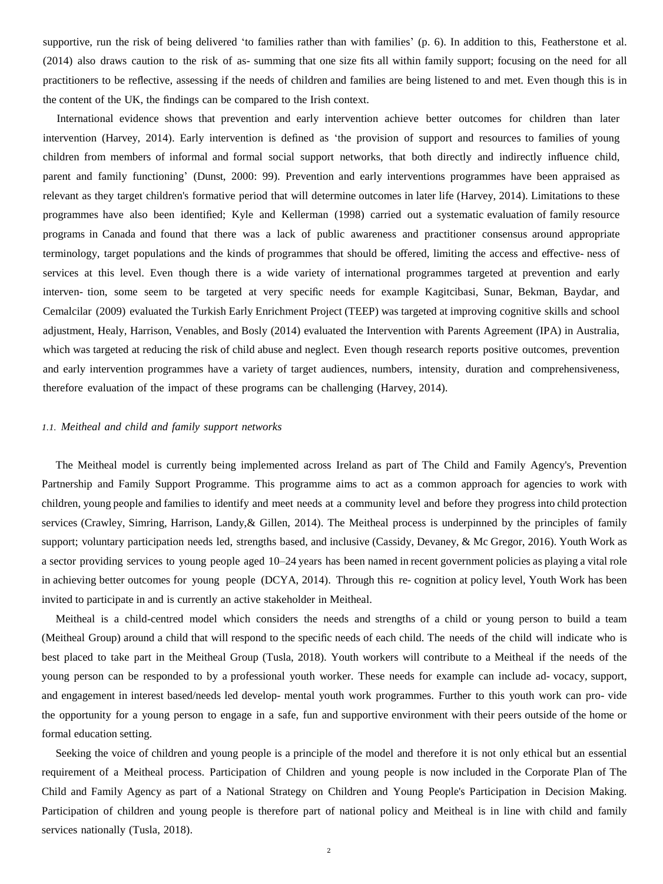supportive, run the risk of being delivered 'to families rather than with families' (p. 6). In addition to this, Featherstone et al. (2014) also draws caution to the risk of as- summing that one size fits all within family support; focusing on the need for all practitioners to be reflective, assessing if the needs of children and families are being listened to and met. Even though this is in the content of the UK, the findings can be compared to the Irish context.

International evidence shows that prevention and early intervention achieve better outcomes for children than later intervention (Harvey, 2014). Early intervention is defined as 'the provision of support and resources to families of young children from members of informal and formal social support networks, that both directly and indirectly influence child, parent and family functioning' (Dunst, 2000: 99). Prevention and early interventions programmes have been appraised as relevant as they target children's formative period that will determine outcomes in later life (Harvey, 2014). Limitations to these programmes have also been identified; Kyle and Kellerman (1998) carried out a systematic evaluation of family resource programs in Canada and found that there was a lack of public awareness and practitioner consensus around appropriate terminology, target populations and the kinds of programmes that should be offered, limiting the access and effective- ness of services at this level. Even though there is a wide variety of international programmes targeted at prevention and early interven- tion, some seem to be targeted at very specific needs for example Kagitcibasi, Sunar, Bekman, Baydar, and Cemalcilar (2009) evaluated the Turkish Early Enrichment Project (TEEP) was targeted at improving cognitive skills and school adjustment, Healy, Harrison, Venables, and Bosly (2014) evaluated the Intervention with Parents Agreement (IPA) in Australia, which was targeted at reducing the risk of child abuse and neglect. Even though research reports positive outcomes, prevention and early intervention programmes have a variety of target audiences, numbers, intensity, duration and comprehensiveness, therefore evaluation of the impact of these programs can be challenging (Harvey, 2014).

### 1.1. *Meitheal and child and family support networks*

The Meitheal model is currently being implemented across Ireland as part of The Child and Family Agency's, Prevention Partnership and Family Support Programme. This programme aims to act as a common approach for agencies to work with children, young people and families to identify and meet needs at a community level and before they progress into child protection services (Crawley, Simring, Harrison, Landy,& Gillen, 2014). The Meitheal process is underpinned by the principles of family support; voluntary participation needs led, strengths based, and inclusive (Cassidy, Devaney, & Mc Gregor, 2016). Youth Work as a sector providing services to young people aged 10–24 years has been named in recent government policies as playing a vital role in achieving better outcomes for young people (DCYA, 2014). Through this re- cognition at policy level, Youth Work has been invited to participate in and is currently an active stakeholder in Meitheal.

Meitheal is a child-centred model which considers the needs and strengths of a child or young person to build a team (Meitheal Group) around a child that will respond to the specific needs of each child. The needs of the child will indicate who is best placed to take part in the Meitheal Group (Tusla, 2018). Youth workers will contribute to a Meitheal if the needs of the young person can be responded to by a professional youth worker. These needs for example can include ad- vocacy, support, and engagement in interest based/needs led develop- mental youth work programmes. Further to this youth work can pro- vide the opportunity for a young person to engage in a safe, fun and supportive environment with their peers outside of the home or formal education setting.

Seeking the voice of children and young people is a principle of the model and therefore it is not only ethical but an essential requirement of a Meitheal process. Participation of Children and young people is now included in the Corporate Plan of The Child and Family Agency as part of a National Strategy on Children and Young People's Participation in Decision Making. Participation of children and young people is therefore part of national policy and Meitheal is in line with child and family services nationally (Tusla, 2018).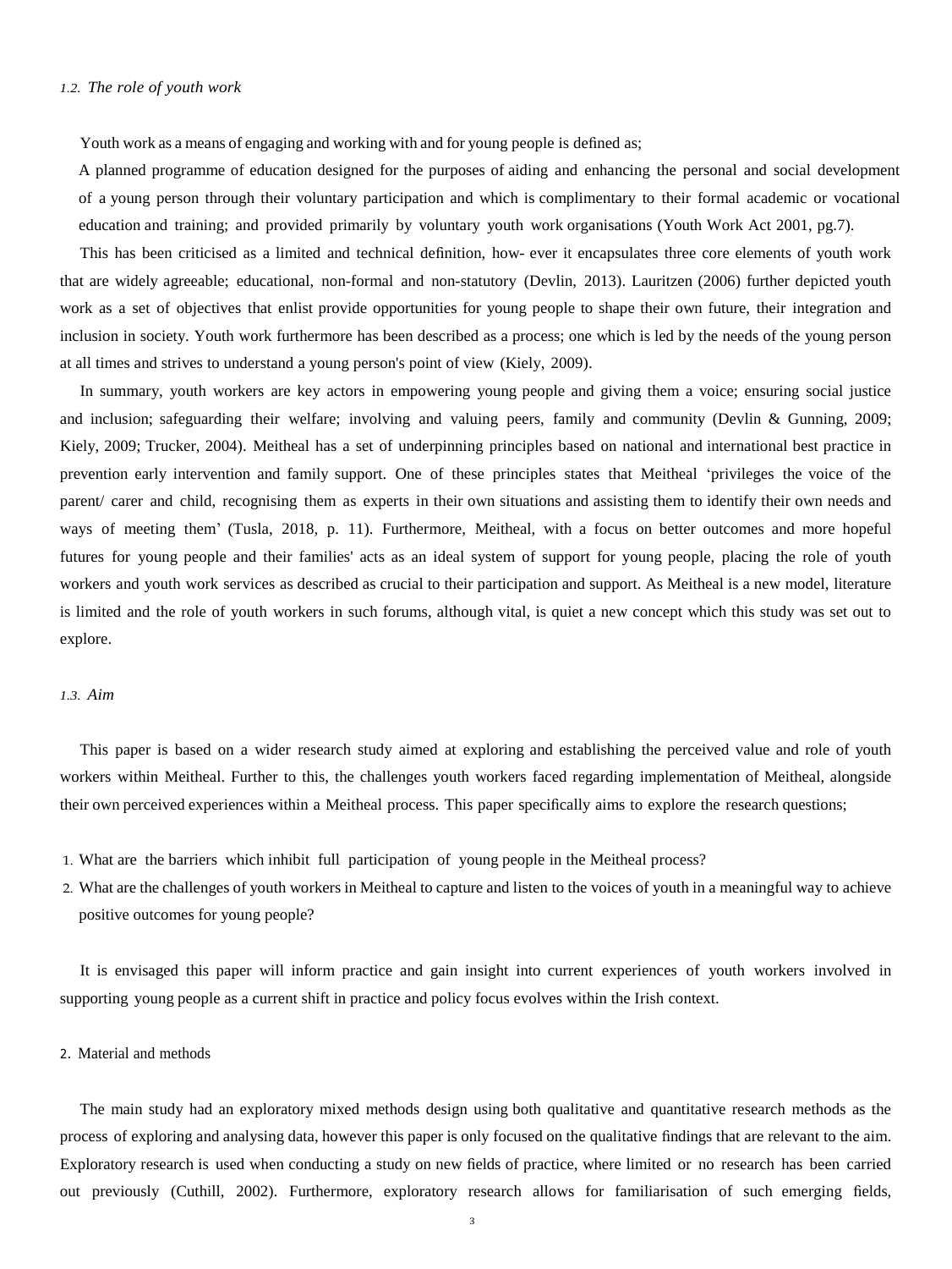### 1.2. *The role of youth work*

Youth work as a means of engaging and working with and for young people is defined as;

A planned programme of education designed for the purposes of aiding and enhancing the personal and social development of a young person through their voluntary participation and which is complimentary to their formal academic or vocational education and training; and provided primarily by voluntary youth work organisations (Youth Work Act 2001, pg.7).

This has been criticised as a limited and technical definition, how- ever it encapsulates three core elements of youth work that are widely agreeable; educational, non-formal and non-statutory (Devlin, 2013). Lauritzen (2006) further depicted youth work as a set of objectives that enlist provide opportunities for young people to shape their own future, their integration and inclusion in society. Youth work furthermore has been described as a process; one which is led by the needs of the young person at all times and strives to understand a young person's point of view (Kiely, 2009).

In summary, youth workers are key actors in empowering young people and giving them a voice; ensuring social justice and inclusion; safeguarding their welfare; involving and valuing peers, family and community (Devlin & Gunning, 2009; Kiely, 2009; Trucker, 2004). Meitheal has a set of underpinning principles based on national and international best practice in prevention early intervention and family support. One of these principles states that Meitheal 'privileges the voice of the parent/ carer and child, recognising them as experts in their own situations and assisting them to identify their own needs and ways of meeting them' (Tusla, 2018, p. 11). Furthermore, Meitheal, with a focus on better outcomes and more hopeful futures for young people and their families' acts as an ideal system of support for young people, placing the role of youth workers and youth work services as described as crucial to their participation and support. As Meitheal is a new model, literature is limited and the role of youth workers in such forums, although vital, is quiet a new concept which this study was set out to explore.

### 1.3. *Aim*

This paper is based on a wider research study aimed at exploring and establishing the perceived value and role of youth workers within Meitheal. Further to this, the challenges youth workers faced regarding implementation of Meitheal, alongside their own perceived experiences within a Meitheal process. This paper specifically aims to explore the research questions;

1. What are the barriers which inhibit full participation of young people in the Meitheal process?
2. What are the challenges of youth workers in Meitheal to capture and listen to the voices of youth in a meaningful way to achieve positive outcomes for young people?

It is envisaged this paper will inform practice and gain insight into current experiences of youth workers involved in supporting young people as a current shift in practice and policy focus evolves within the Irish context.

## 2. Material and methods

The main study had an exploratory mixed methods design using both qualitative and quantitative research methods as the process of exploring and analysing data, however this paper is only focused on the qualitative findings that are relevant to the aim. Exploratory research is used when conducting a study on new fields of practice, where limited or no research has been carried out previously (Cuthill, 2002). Furthermore, exploratory research allows for familiarisation of such emerging fields,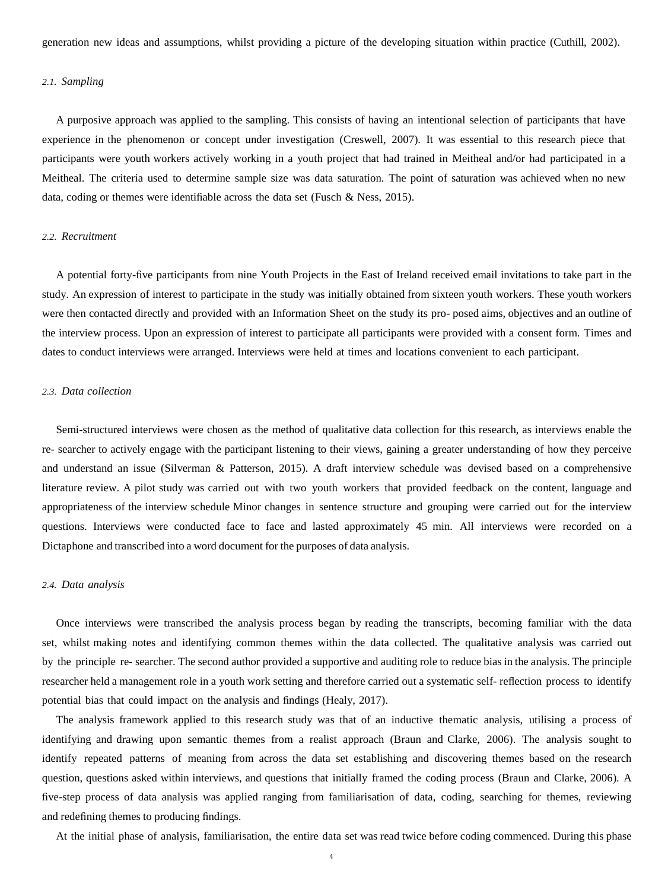generation new ideas and assumptions, whilst providing a picture of the developing situation within practice (Cuthill, 2002).

### 2.1. *Sampling*

A purposive approach was applied to the sampling. This consists of having an intentional selection of participants that have experience in the phenomenon or concept under investigation (Creswell, 2007). It was essential to this research piece that participants were youth workers actively working in a youth project that had trained in Meitheal and/or had participated in a Meitheal. The criteria used to determine sample size was data saturation. The point of saturation was achieved when no new data, coding or themes were identifiable across the data set (Fusch & Ness, 2015).

### 2.2. *Recruitment*

A potential forty-five participants from nine Youth Projects in the East of Ireland received email invitations to take part in the study. An expression of interest to participate in the study was initially obtained from sixteen youth workers. These youth workers were then contacted directly and provided with an Information Sheet on the study its pro- posed aims, objectives and an outline of the interview process. Upon an expression of interest to participate all participants were provided with a consent form. Times and dates to conduct interviews were arranged. Interviews were held at times and locations convenient to each participant.

### 2.3. *Data collection*

Semi-structured interviews were chosen as the method of qualitative data collection for this research, as interviews enable the re- searcher to actively engage with the participant listening to their views, gaining a greater understanding of how they perceive and understand an issue (Silverman & Patterson, 2015). A draft interview schedule was devised based on a comprehensive literature review. A pilot study was carried out with two youth workers that provided feedback on the content, language and appropriateness of the interview schedule Minor changes in sentence structure and grouping were carried out for the interview questions. Interviews were conducted face to face and lasted approximately 45 min. All interviews were recorded on a Dictaphone and transcribed into a word document for the purposes of data analysis.

### 2.4. *Data analysis*

Once interviews were transcribed the analysis process began by reading the transcripts, becoming familiar with the data set, whilst making notes and identifying common themes within the data collected. The qualitative analysis was carried out by the principle re- searcher. The second author provided a supportive and auditing role to reduce bias in the analysis. The principle researcher held a management role in a youth work setting and therefore carried out a systematic self- reflection process to identify potential bias that could impact on the analysis and findings (Healy, 2017).

The analysis framework applied to this research study was that of an inductive thematic analysis, utilising a process of identifying and drawing upon semantic themes from a realist approach (Braun and Clarke, 2006). The analysis sought to identify repeated patterns of meaning from across the data set establishing and discovering themes based on the research question, questions asked within interviews, and questions that initially framed the coding process (Braun and Clarke, 2006). A five-step process of data analysis was applied ranging from familiarisation of data, coding, searching for themes, reviewing and redefining themes to producing findings.

At the initial phase of analysis, familiarisation, the entire data set was read twice before coding commenced. During this phase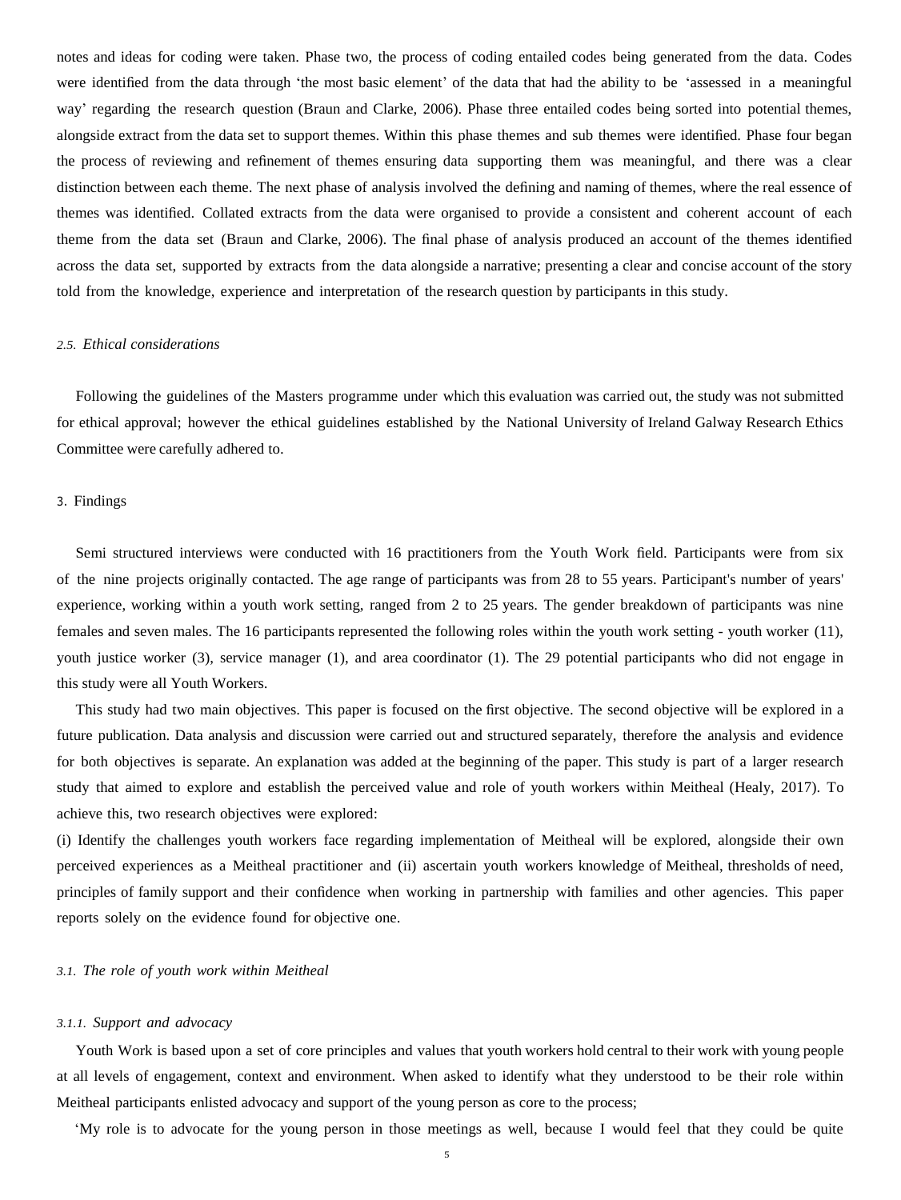notes and ideas for coding were taken. Phase two, the process of coding entailed codes being generated from the data. Codes were identified from the data through 'the most basic element' of the data that had the ability to be 'assessed in a meaningful way' regarding the research question (Braun and Clarke, 2006). Phase three entailed codes being sorted into potential themes, alongside extract from the data set to support themes. Within this phase themes and sub themes were identified. Phase four began the process of reviewing and refinement of themes ensuring data supporting them was meaningful, and there was a clear distinction between each theme. The next phase of analysis involved the defining and naming of themes, where the real essence of themes was identified. Collated extracts from the data were organised to provide a consistent and coherent account of each theme from the data set (Braun and Clarke, 2006). The final phase of analysis produced an account of the themes identified across the data set, supported by extracts from the data alongside a narrative; presenting a clear and concise account of the story told from the knowledge, experience and interpretation of the research question by participants in this study.

### 2.5. *Ethical considerations*

Following the guidelines of the Masters programme under which this evaluation was carried out, the study was not submitted for ethical approval; however the ethical guidelines established by the National University of Ireland Galway Research Ethics Committee were carefully adhered to.

## 3. Findings

Semi structured interviews were conducted with 16 practitioners from the Youth Work field. Participants were from six of the nine projects originally contacted. The age range of participants was from 28 to 55 years. Participant's number of years' experience, working within a youth work setting, ranged from 2 to 25 years. The gender breakdown of participants was nine females and seven males. The 16 participants represented the following roles within the youth work setting - youth worker (11), youth justice worker (3), service manager (1), and area coordinator (1). The 29 potential participants who did not engage in this study were all Youth Workers.

This study had two main objectives. This paper is focused on the first objective. The second objective will be explored in a future publication. Data analysis and discussion were carried out and structured separately, therefore the analysis and evidence for both objectives is separate. An explanation was added at the beginning of the paper. This study is part of a larger research study that aimed to explore and establish the perceived value and role of youth workers within Meitheal (Healy, 2017). To achieve this, two research objectives were explored:

(i) Identify the challenges youth workers face regarding implementation of Meitheal will be explored, alongside their own perceived experiences as a Meitheal practitioner and (ii) ascertain youth workers knowledge of Meitheal, thresholds of need, principles of family support and their confidence when working in partnership with families and other agencies. This paper reports solely on the evidence found for objective one.

### 3.1. *The role of youth work within Meitheal*

#### 3.1.1. *Support and advocacy*

Youth Work is based upon a set of core principles and values that youth workers hold central to their work with young people at all levels of engagement, context and environment. When asked to identify what they understood to be their role within Meitheal participants enlisted advocacy and support of the young person as core to the process;

'My role is to advocate for the young person in those meetings as well, because I would feel that they could be quite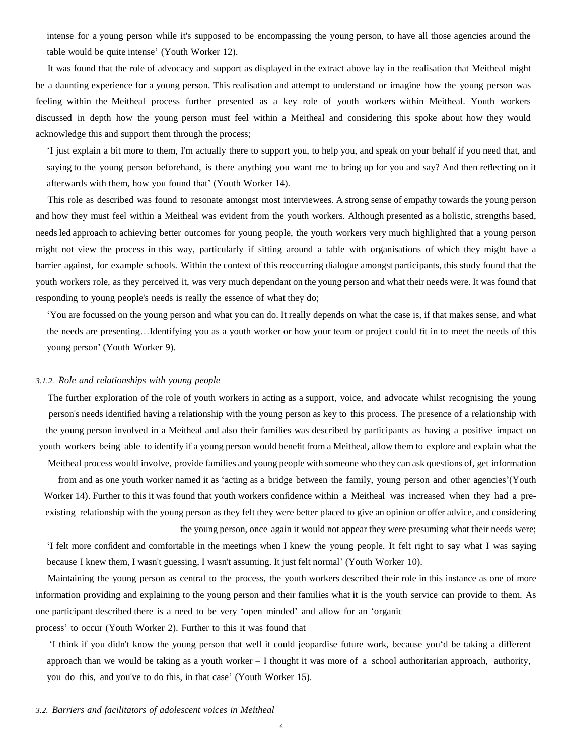intense for a young person while it's supposed to be encompassing the young person, to have all those agencies around the table would be quite intense' (Youth Worker 12).

It was found that the role of advocacy and support as displayed in the extract above lay in the realisation that Meitheal might be a daunting experience for a young person. This realisation and attempt to understand or imagine how the young person was feeling within the Meitheal process further presented as a key role of youth workers within Meitheal. Youth workers discussed in depth how the young person must feel within a Meitheal and considering this spoke about how they would acknowledge this and support them through the process;

'I just explain a bit more to them, I'm actually there to support you, to help you, and speak on your behalf if you need that, and saying to the young person beforehand, is there anything you want me to bring up for you and say? And then reflecting on it afterwards with them, how you found that' (Youth Worker 14).

This role as described was found to resonate amongst most interviewees. A strong sense of empathy towards the young person and how they must feel within a Meitheal was evident from the youth workers. Although presented as a holistic, strengths based, needs led approach to achieving better outcomes for young people, the youth workers very much highlighted that a young person might not view the process in this way, particularly if sitting around a table with organisations of which they might have a barrier against, for example schools. Within the context of this reoccurring dialogue amongst participants, this study found that the youth workers role, as they perceived it, was very much dependant on the young person and what their needs were. It was found that responding to young people's needs is really the essence of what they do;

'You are focussed on the young person and what you can do. It really depends on what the case is, if that makes sense, and what the needs are presenting…Identifying you as a youth worker or how your team or project could fit in to meet the needs of this young person' (Youth Worker 9).

#### 3.1.2. *Role and relationships with young people*

The further exploration of the role of youth workers in acting as a support, voice, and advocate whilst recognising the young person's needs identified having a relationship with the young person as key to this process. The presence of a relationship with the young person involved in a Meitheal and also their families was described by participants as having a positive impact on youth workers being able to identify if a young person would benefit from a Meitheal, allow them to explore and explain what the Meitheal process would involve, provide families and young people with someone who they can ask questions of, get information from and as one youth worker named it as 'acting as a bridge between the family, young person and other agencies'(Youth Worker 14). Further to this it was found that youth workers confidence within a Meitheal was increased when they had a pre-existing relationship with the young person as they felt they were better placed to give an opinion or offer advice, and considering the young person, once again it would not appear they were presuming what their needs were;

'I felt more confident and comfortable in the meetings when I knew the young people. It felt right to say what I was saying because I knew them, I wasn't guessing, I wasn't assuming. It just felt normal' (Youth Worker 10).

Maintaining the young person as central to the process, the youth workers described their role in this instance as one of more information providing and explaining to the young person and their families what it is the youth service can provide to them. As one participant described there is a need to be very 'open minded' and allow for an 'organic process' to occur (Youth Worker 2). Further to this it was found that

'I think if you didn't know the young person that well it could jeopardise future work, because you'd be taking a different approach than we would be taking as a youth worker – I thought it was more of a school authoritarian approach, authority, you do this, and you've to do this, in that case' (Youth Worker 15).

### 3.2. *Barriers and facilitators of adolescent voices in Meitheal*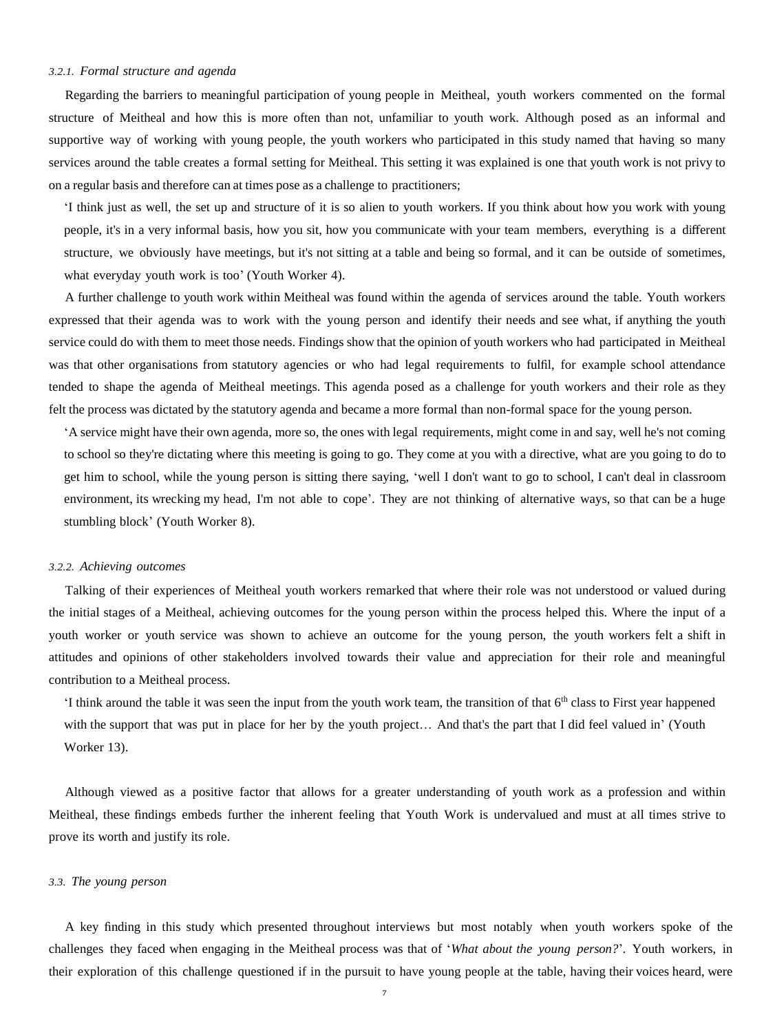#### 3.2.1. *Formal structure and agenda*

Regarding the barriers to meaningful participation of young people in Meitheal, youth workers commented on the formal structure of Meitheal and how this is more often than not, unfamiliar to youth work. Although posed as an informal and supportive way of working with young people, the youth workers who participated in this study named that having so many services around the table creates a formal setting for Meitheal. This setting it was explained is one that youth work is not privy to on a regular basis and therefore can at times pose as a challenge to practitioners;

> 'I think just as well, the set up and structure of it is so alien to youth workers. If you think about how you work with young people, it's in a very informal basis, how you sit, how you communicate with your team members, everything is a different structure, we obviously have meetings, but it's not sitting at a table and being so formal, and it can be outside of sometimes, what everyday youth work is too' (Youth Worker 4).

A further challenge to youth work within Meitheal was found within the agenda of services around the table. Youth workers expressed that their agenda was to work with the young person and identify their needs and see what, if anything the youth service could do with them to meet those needs. Findings show that the opinion of youth workers who had participated in Meitheal was that other organisations from statutory agencies or who had legal requirements to fulfil, for example school attendance tended to shape the agenda of Meitheal meetings. This agenda posed as a challenge for youth workers and their role as they felt the process was dictated by the statutory agenda and became a more formal than non-formal space for the young person.

> 'A service might have their own agenda, more so, the ones with legal requirements, might come in and say, well he's not coming to school so they're dictating where this meeting is going to go. They come at you with a directive, what are you going to do to get him to school, while the young person is sitting there saying, 'well I don't want to go to school, I can't deal in classroom environment, its wrecking my head, I'm not able to cope'. They are not thinking of alternative ways, so that can be a huge stumbling block' (Youth Worker 8).

#### 3.2.2. *Achieving outcomes*

Talking of their experiences of Meitheal youth workers remarked that where their role was not understood or valued during the initial stages of a Meitheal, achieving outcomes for the young person within the process helped this. Where the input of a youth worker or youth service was shown to achieve an outcome for the young person, the youth workers felt a shift in attitudes and opinions of other stakeholders involved towards their value and appreciation for their role and meaningful contribution to a Meitheal process.

> 'I think around the table it was seen the input from the youth work team, the transition of that 6th class to First year happened with the support that was put in place for her by the youth project… And that's the part that I did feel valued in' (Youth Worker 13).

Although viewed as a positive factor that allows for a greater understanding of youth work as a profession and within Meitheal, these findings embeds further the inherent feeling that Youth Work is undervalued and must at all times strive to prove its worth and justify its role.

### 3.3. *The young person*

A key finding in this study which presented throughout interviews but most notably when youth workers spoke of the challenges they faced when engaging in the Meitheal process was that of '*What about the young person?*'. Youth workers, in their exploration of this challenge questioned if in the pursuit to have young people at the table, having their voices heard, were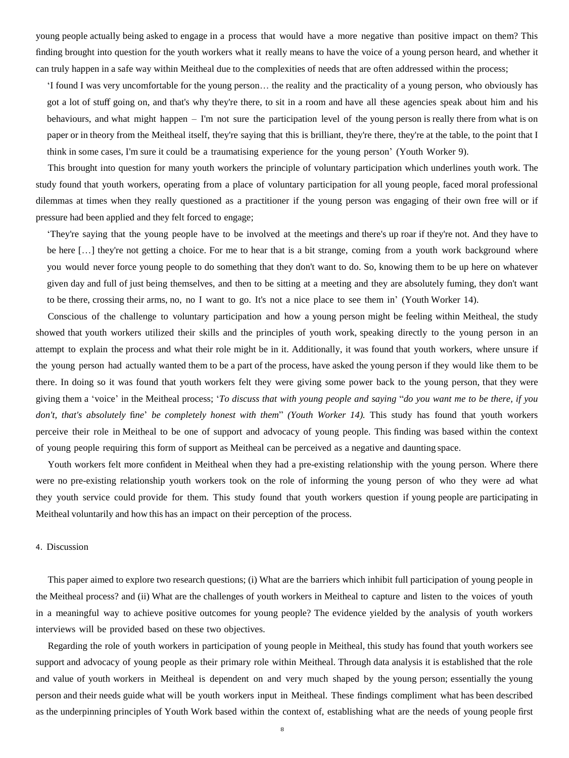young people actually being asked to engage in a process that would have a more negative than positive impact on them? This finding brought into question for the youth workers what it really means to have the voice of a young person heard, and whether it can truly happen in a safe way within Meitheal due to the complexities of needs that are often addressed within the process;

> 'I found I was very uncomfortable for the young person… the reality and the practicality of a young person, who obviously has got a lot of stuff going on, and that's why they're there, to sit in a room and have all these agencies speak about him and his behaviours, and what might happen – I'm not sure the participation level of the young person is really there from what is on paper or in theory from the Meitheal itself, they're saying that this is brilliant, they're there, they're at the table, to the point that I think in some cases, I'm sure it could be a traumatising experience for the young person' (Youth Worker 9).

This brought into question for many youth workers the principle of voluntary participation which underlines youth work. The study found that youth workers, operating from a place of voluntary participation for all young people, faced moral professional dilemmas at times when they really questioned as a practitioner if the young person was engaging of their own free will or if pressure had been applied and they felt forced to engage;

> 'They're saying that the young people have to be involved at the meetings and there's up roar if they're not. And they have to be here […] they're not getting a choice. For me to hear that is a bit strange, coming from a youth work background where you would never force young people to do something that they don't want to do. So, knowing them to be up here on whatever given day and full of just being themselves, and then to be sitting at a meeting and they are absolutely fuming, they don't want to be there, crossing their arms, no, no I want to go. It's not a nice place to see them in' (Youth Worker 14).

Conscious of the challenge to voluntary participation and how a young person might be feeling within Meitheal, the study showed that youth workers utilized their skills and the principles of youth work, speaking directly to the young person in an attempt to explain the process and what their role might be in it. Additionally, it was found that youth workers, where unsure if the young person had actually wanted them to be a part of the process, have asked the young person if they would like them to be there. In doing so it was found that youth workers felt they were giving some power back to the young person, that they were giving them a 'voice' in the Meitheal process; '*To discuss that with young people and saying* "*do you want me to be there, if you don't, that's absolutely fine*' *be completely honest with them*" *(Youth Worker 14).* This study has found that youth workers perceive their role in Meitheal to be one of support and advocacy of young people. This finding was based within the context of young people requiring this form of support as Meitheal can be perceived as a negative and daunting space.

Youth workers felt more confident in Meitheal when they had a pre-existing relationship with the young person. Where there were no pre-existing relationship youth workers took on the role of informing the young person of who they were ad what they youth service could provide for them. This study found that youth workers question if young people are participating in Meitheal voluntarily and how this has an impact on their perception of the process.

## 4. Discussion

This paper aimed to explore two research questions; (i) What are the barriers which inhibit full participation of young people in the Meitheal process? and (ii) What are the challenges of youth workers in Meitheal to capture and listen to the voices of youth in a meaningful way to achieve positive outcomes for young people? The evidence yielded by the analysis of youth workers interviews will be provided based on these two objectives.

Regarding the role of youth workers in participation of young people in Meitheal, this study has found that youth workers see support and advocacy of young people as their primary role within Meitheal. Through data analysis it is established that the role and value of youth workers in Meitheal is dependent on and very much shaped by the young person; essentially the young person and their needs guide what will be youth workers input in Meitheal. These findings compliment what has been described as the underpinning principles of Youth Work based within the context of, establishing what are the needs of young people first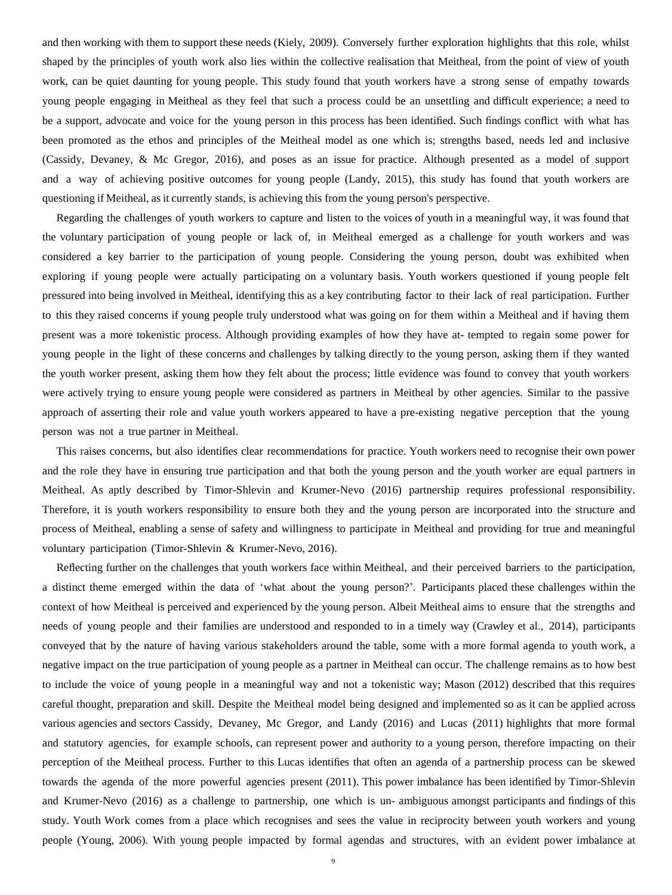and then working with them to support these needs (Kiely, 2009). Conversely further exploration highlights that this role, whilst shaped by the principles of youth work also lies within the collective realisation that Meitheal, from the point of view of youth work, can be quiet daunting for young people. This study found that youth workers have a strong sense of empathy towards young people engaging in Meitheal as they feel that such a process could be an unsettling and difficult experience; a need to be a support, advocate and voice for the young person in this process has been identified. Such findings conflict with what has been promoted as the ethos and principles of the Meitheal model as one which is; strengths based, needs led and inclusive (Cassidy, Devaney, & Mc Gregor, 2016), and poses as an issue for practice. Although presented as a model of support and a way of achieving positive outcomes for young people (Landy, 2015), this study has found that youth workers are questioning if Meitheal, as it currently stands, is achieving this from the young person's perspective.

Regarding the challenges of youth workers to capture and listen to the voices of youth in a meaningful way, it was found that the voluntary participation of young people or lack of, in Meitheal emerged as a challenge for youth workers and was considered a key barrier to the participation of young people. Considering the young person, doubt was exhibited when exploring if young people were actually participating on a voluntary basis. Youth workers questioned if young people felt pressured into being involved in Meitheal, identifying this as a key contributing factor to their lack of real participation. Further to this they raised concerns if young people truly understood what was going on for them within a Meitheal and if having them present was a more tokenistic process. Although providing examples of how they have at- tempted to regain some power for young people in the light of these concerns and challenges by talking directly to the young person, asking them if they wanted the youth worker present, asking them how they felt about the process; little evidence was found to convey that youth workers were actively trying to ensure young people were considered as partners in Meitheal by other agencies. Similar to the passive approach of asserting their role and value youth workers appeared to have a pre-existing negative perception that the young person was not a true partner in Meitheal.

This raises concerns, but also identifies clear recommendations for practice. Youth workers need to recognise their own power and the role they have in ensuring true participation and that both the young person and the youth worker are equal partners in Meitheal. As aptly described by Timor-Shlevin and Krumer-Nevo (2016) partnership requires professional responsibility. Therefore, it is youth workers responsibility to ensure both they and the young person are incorporated into the structure and process of Meitheal, enabling a sense of safety and willingness to participate in Meitheal and providing for true and meaningful voluntary participation (Timor-Shlevin & Krumer-Nevo, 2016).

Reflecting further on the challenges that youth workers face within Meitheal, and their perceived barriers to the participation, a distinct theme emerged within the data of 'what about the young person?'. Participants placed these challenges within the context of how Meitheal is perceived and experienced by the young person. Albeit Meitheal aims to ensure that the strengths and needs of young people and their families are understood and responded to in a timely way (Crawley et al., 2014), participants conveyed that by the nature of having various stakeholders around the table, some with a more formal agenda to youth work, a negative impact on the true participation of young people as a partner in Meitheal can occur. The challenge remains as to how best to include the voice of young people in a meaningful way and not a tokenistic way; Mason (2012) described that this requires careful thought, preparation and skill. Despite the Meitheal model being designed and implemented so as it can be applied across various agencies and sectors Cassidy, Devaney, Mc Gregor, and Landy (2016) and Lucas (2011) highlights that more formal and statutory agencies, for example schools, can represent power and authority to a young person, therefore impacting on their perception of the Meitheal process. Further to this Lucas identifies that often an agenda of a partnership process can be skewed towards the agenda of the more powerful agencies present (2011). This power imbalance has been identified by Timor-Shlevin and Krumer-Nevo (2016) as a challenge to partnership, one which is un- ambiguous amongst participants and findings of this study. Youth Work comes from a place which recognises and sees the value in reciprocity between youth workers and young people (Young, 2006). With young people impacted by formal agendas and structures, with an evident power imbalance at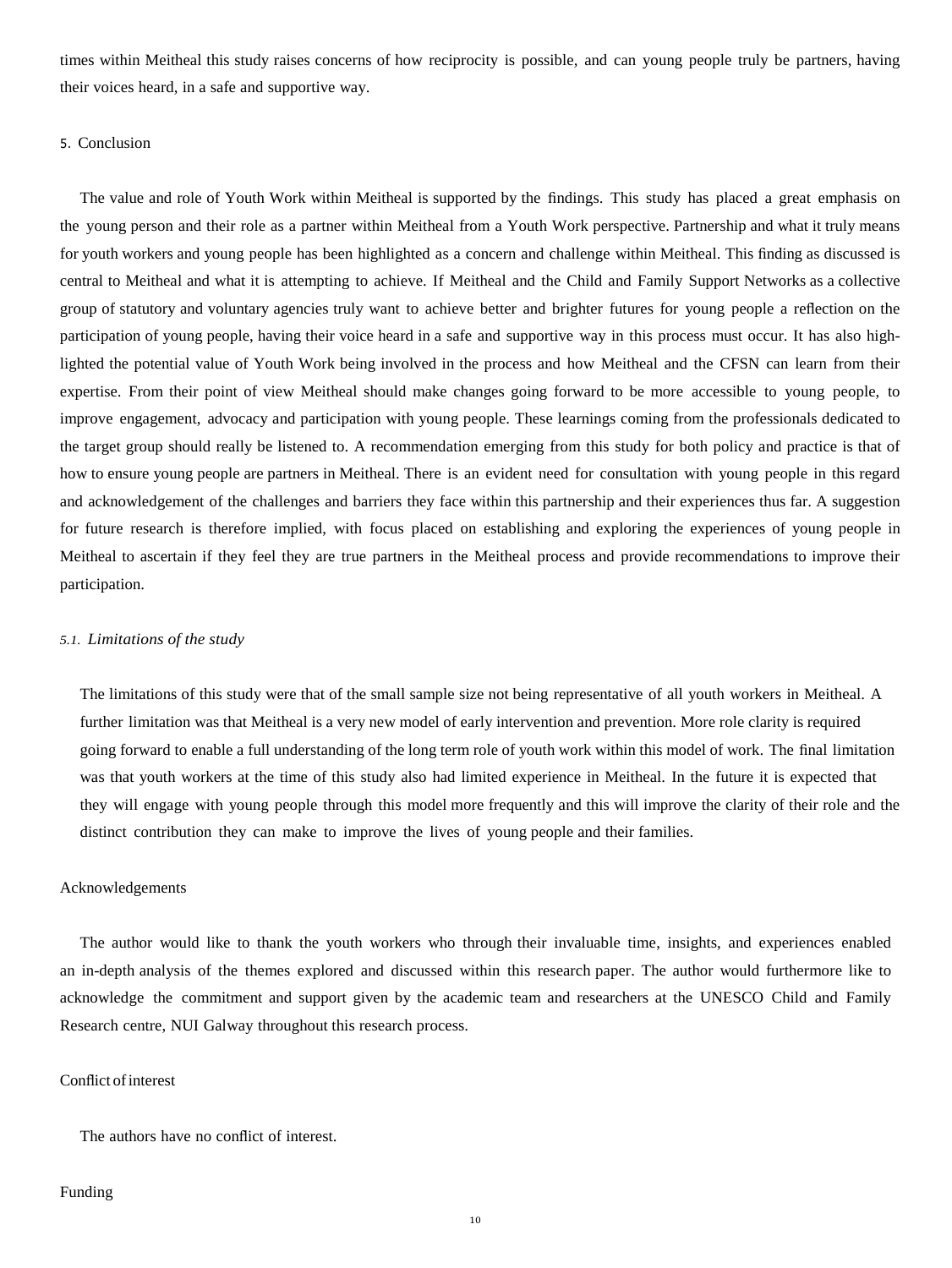times within Meitheal this study raises concerns of how reciprocity is possible, and can young people truly be partners, having their voices heard, in a safe and supportive way.

## 5. Conclusion

The value and role of Youth Work within Meitheal is supported by the findings. This study has placed a great emphasis on the young person and their role as a partner within Meitheal from a Youth Work perspective. Partnership and what it truly means for youth workers and young people has been highlighted as a concern and challenge within Meitheal. This finding as discussed is central to Meitheal and what it is attempting to achieve. If Meitheal and the Child and Family Support Networks as a collective group of statutory and voluntary agencies truly want to achieve better and brighter futures for young people a reflection on the participation of young people, having their voice heard in a safe and supportive way in this process must occur. It has also high-lighted the potential value of Youth Work being involved in the process and how Meitheal and the CFSN can learn from their expertise. From their point of view Meitheal should make changes going forward to be more accessible to young people, to improve engagement, advocacy and participation with young people. These learnings coming from the professionals dedicated to the target group should really be listened to. A recommendation emerging from this study for both policy and practice is that of how to ensure young people are partners in Meitheal. There is an evident need for consultation with young people in this regard and acknowledgement of the challenges and barriers they face within this partnership and their experiences thus far. A suggestion for future research is therefore implied, with focus placed on establishing and exploring the experiences of young people in Meitheal to ascertain if they feel they are true partners in the Meitheal process and provide recommendations to improve their participation.

### 5.1. *Limitations of the study*

The limitations of this study were that of the small sample size not being representative of all youth workers in Meitheal. A further limitation was that Meitheal is a very new model of early intervention and prevention. More role clarity is required going forward to enable a full understanding of the long term role of youth work within this model of work. The final limitation was that youth workers at the time of this study also had limited experience in Meitheal. In the future it is expected that they will engage with young people through this model more frequently and this will improve the clarity of their role and the distinct contribution they can make to improve the lives of young people and their families.

## Acknowledgements

The author would like to thank the youth workers who through their invaluable time, insights, and experiences enabled an in-depth analysis of the themes explored and discussed within this research paper. The author would furthermore like to acknowledge the commitment and support given by the academic team and researchers at the UNESCO Child and Family Research centre, NUI Galway throughout this research process.

## Conflict of interest

The authors have no conflict of interest.

## Funding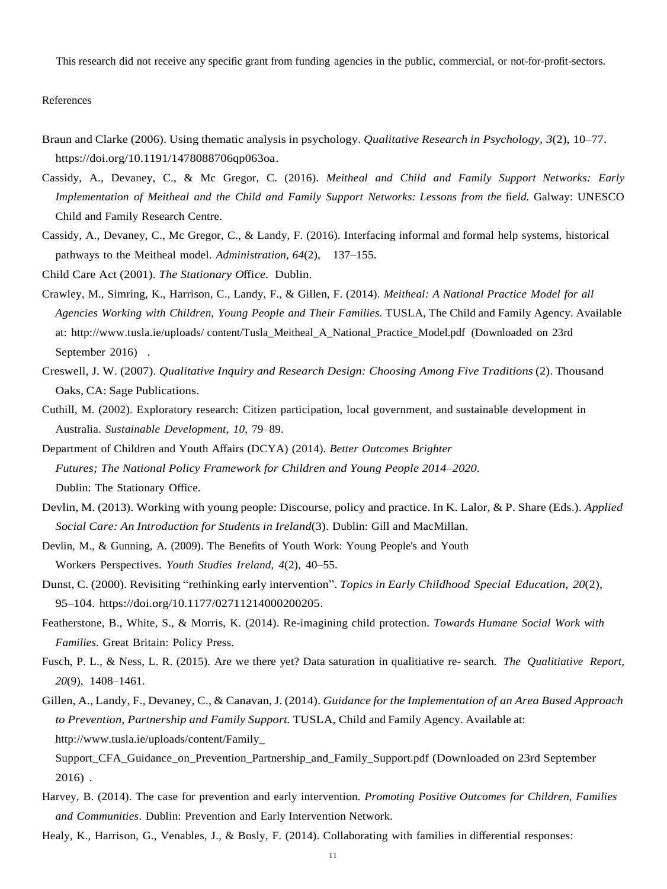This research did not receive any specific grant from funding agencies in the public, commercial, or not-for-profit-sectors.

References

Braun and Clarke (2006). Using thematic analysis in psychology. *Qualitative Research in Psychology, 3*(2), 10–77. https://doi.org/10.1191/1478088706qp063oa.

Cassidy, A., Devaney, C., & Mc Gregor, C. (2016). *Meitheal and Child and Family Support Networks: Early Implementation of Meitheal and the Child and Family Support Networks: Lessons from the field.* Galway: UNESCO Child and Family Research Centre.

Cassidy, A., Devaney, C., Mc Gregor, C., & Landy, F. (2016). Interfacing informal and formal help systems, historical pathways to the Meitheal model. *Administration, 64*(2), 137–155.

Child Care Act (2001). *The Stationary Office.* Dublin.

Crawley, M., Simring, K., Harrison, C., Landy, F., & Gillen, F. (2014). *Meitheal: A National Practice Model for all Agencies Working with Children, Young People and Their Families.* TUSLA, The Child and Family Agency. Available at: http://www.tusla.ie/uploads/ content/Tusla_Meitheal_A_National_Practice_Model.pdf (Downloaded on 23rd September 2016) .

Creswell, J. W. (2007). *Qualitative Inquiry and Research Design: Choosing Among Five Traditions* (2). Thousand Oaks, CA: Sage Publications.

Cuthill, M. (2002). Exploratory research: Citizen participation, local government, and sustainable development in Australia. *Sustainable Development, 10*, 79–89.

Department of Children and Youth Affairs (DCYA) (2014). *Better Outcomes Brighter Futures; The National Policy Framework for Children and Young People 2014–2020.* Dublin: The Stationary Office.

Devlin, M. (2013). Working with young people: Discourse, policy and practice. In K. Lalor, & P. Share (Eds.). *Applied Social Care: An Introduction for Students in Ireland*(3). Dublin: Gill and MacMillan.

Devlin, M., & Gunning, A. (2009). The Benefits of Youth Work: Young People's and Youth Workers Perspectives. *Youth Studies Ireland, 4*(2), 40–55.

Dunst, C. (2000). Revisiting "rethinking early intervention". *Topics in Early Childhood Special Education, 20*(2), 95–104. https://doi.org/10.1177/027112140002002005.

Featherstone, B., White, S., & Morris, K. (2014). Re-imagining child protection. *Towards Humane Social Work with Families*. Great Britain: Policy Press.

Fusch, P. L., & Ness, L. R. (2015). Are we there yet? Data saturation in qualitiative re- search. *The Qualitiative Report, 20*(9), 1408–1461.

Gillen, A., Landy, F., Devaney, C., & Canavan, J. (2014). *Guidance for the Implementation of an Area Based Approach to Prevention, Partnership and Family Support.* TUSLA, Child and Family Agency. Available at: http://www.tusla.ie/uploads/content/Family_ Support_CFA_Guidance_on_Prevention_Partnership_and_Family_Support.pdf (Downloaded on 23rd September 2016) .

Harvey, B. (2014). The case for prevention and early intervention. *Promoting Positive Outcomes for Children, Families and Communities*. Dublin: Prevention and Early Intervention Network.

Healy, K., Harrison, G., Venables, J., & Bosly, F. (2014). Collaborating with families in differential responses: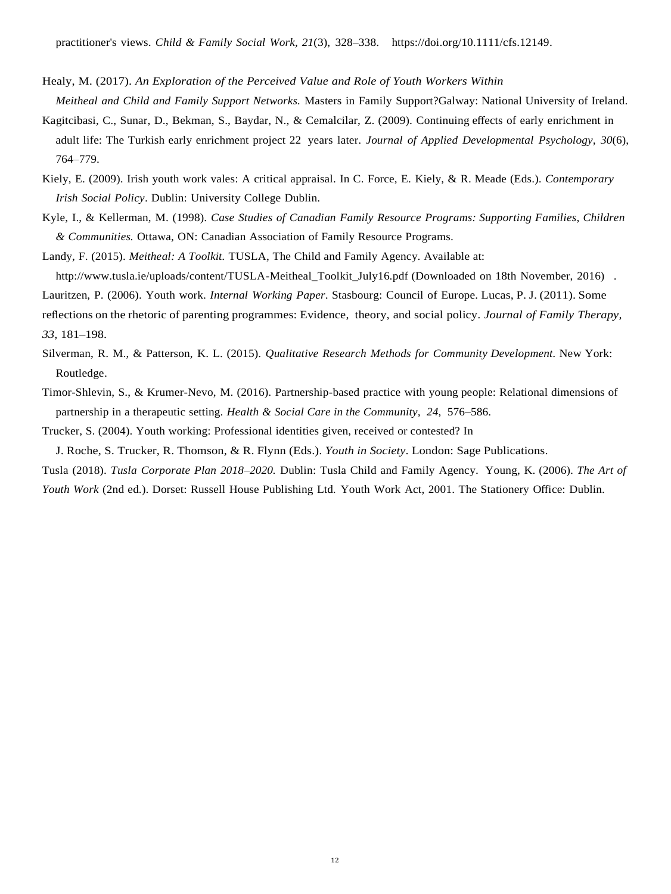practitioner's views. *Child & Family Social Work, 21*(3), 328–338. https://doi.org/10.1111/cfs.12149.

Healy, M. (2017). *An Exploration of the Perceived Value and Role of Youth Workers Within Meitheal and Child and Family Support Networks.* Masters in Family Support?Galway: National University of Ireland.

Kagitcibasi, C., Sunar, D., Bekman, S., Baydar, N., & Cemalcilar, Z. (2009). Continuing effects of early enrichment in adult life: The Turkish early enrichment project 22 years later. *Journal of Applied Developmental Psychology, 30*(6), 764–779.

Kiely, E. (2009). Irish youth work vales: A critical appraisal. In C. Force, E. Kiely, & R. Meade (Eds.). *Contemporary Irish Social Policy*. Dublin: University College Dublin.

Kyle, I., & Kellerman, M. (1998). *Case Studies of Canadian Family Resource Programs: Supporting Families, Children & Communities.* Ottawa, ON: Canadian Association of Family Resource Programs.

Landy, F. (2015). *Meitheal: A Toolkit.* TUSLA, The Child and Family Agency. Available at: http://www.tusla.ie/uploads/content/TUSLA-Meitheal_Toolkit_July16.pdf (Downloaded on 18th November, 2016) .

Lauritzen, P. (2006). Youth work. *Internal Working Paper*. Stasbourg: Council of Europe. Lucas, P. J. (2011). Some reflections on the rhetoric of parenting programmes: Evidence, theory, and social policy. *Journal of Family Therapy, 33*, 181–198.

Silverman, R. M., & Patterson, K. L. (2015). *Qualitative Research Methods for Community Development.* New York: Routledge.

Timor-Shlevin, S., & Krumer-Nevo, M. (2016). Partnership-based practice with young people: Relational dimensions of partnership in a therapeutic setting. *Health & Social Care in the Community, 24*, 576–586.

Trucker, S. (2004). Youth working: Professional identities given, received or contested? In J. Roche, S. Trucker, R. Thomson, & R. Flynn (Eds.). *Youth in Society*. London: Sage Publications.

Tusla (2018). *Tusla Corporate Plan 2018–2020.* Dublin: Tusla Child and Family Agency. Young, K. (2006). *The Art of Youth Work* (2nd ed.). Dorset: Russell House Publishing Ltd. Youth Work Act, 2001. The Stationery Office: Dublin.